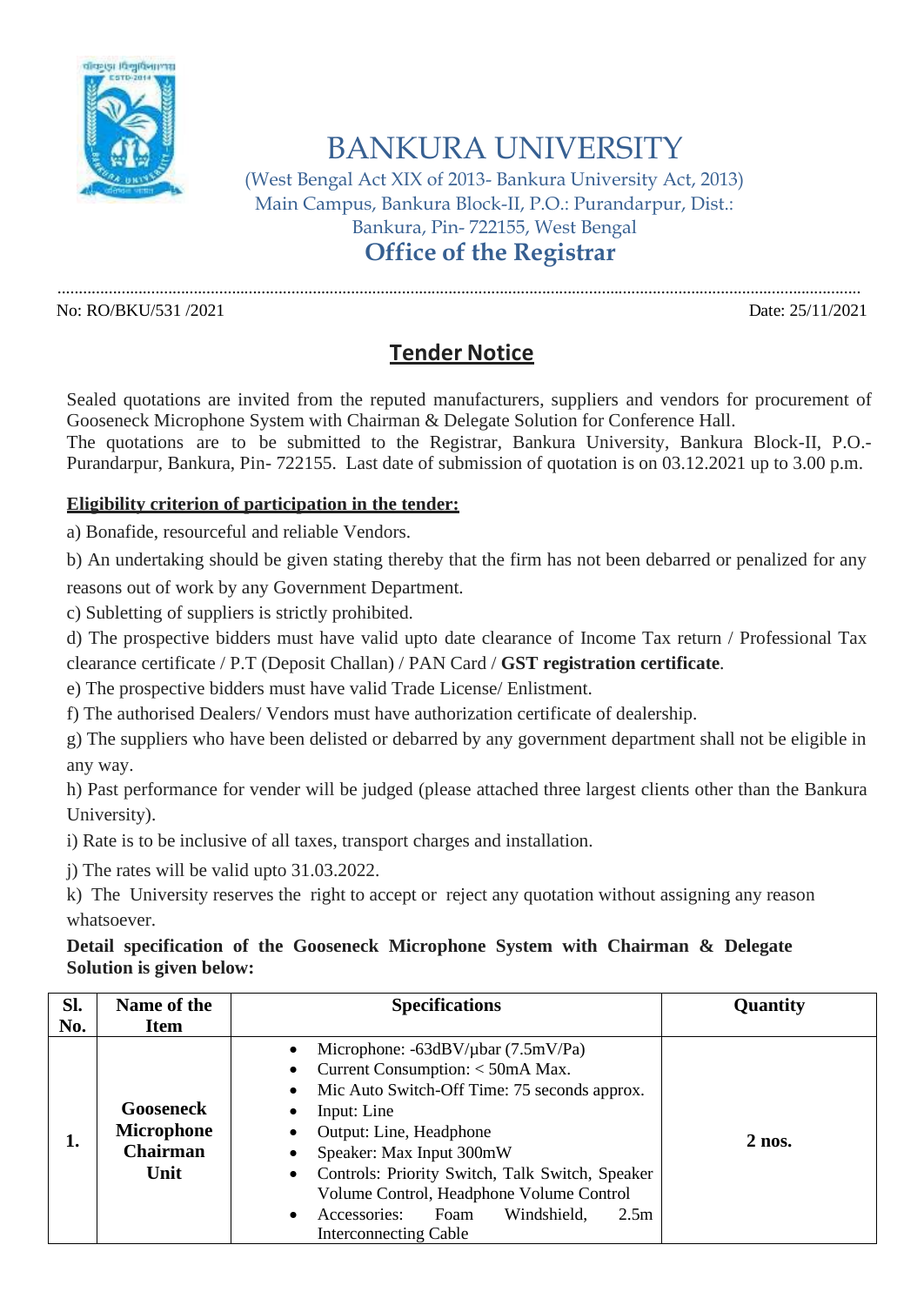# BANKURA UNIVERSITY

(West Bengal Act XIX of 2013- Bankura University Act, 2013)
Main Campus, Bankura Block-II, P.O.: Purandarpur, Dist.: Bankura, Pin- 722155, West Bengal

## Office of the Registrar

No: RO/BKU/531 /2021 Date: 25/11/2021

## Tender Notice

Sealed quotations are invited from the reputed manufacturers, suppliers and vendors for procurement of Gooseneck Microphone System with Chairman & Delegate Solution for Conference Hall.
The quotations are to be submitted to the Registrar, Bankura University, Bankura Block-II, P.O.- Purandarpur, Bankura, Pin- 722155. Last date of submission of quotation is on 03.12.2021 up to 3.00 p.m.

**Eligibility criterion of participation in the tender:**

a) Bonafide, resourceful and reliable Vendors.

b) An undertaking should be given stating thereby that the firm has not been debarred or penalized for any reasons out of work by any Government Department.

c) Subletting of suppliers is strictly prohibited.

d) The prospective bidders must have valid upto date clearance of Income Tax return / Professional Tax clearance certificate / P.T (Deposit Challan) / PAN Card / **GST registration certificate**.

e) The prospective bidders must have valid Trade License/ Enlistment.

f) The authorised Dealers/ Vendors must have authorization certificate of dealership.

g) The suppliers who have been delisted or debarred by any government department shall not be eligible in any way.

h) Past performance for vender will be judged (please attached three largest clients other than the Bankura University).

i) Rate is to be inclusive of all taxes, transport charges and installation.

j) The rates will be valid upto 31.03.2022.

k) The University reserves the right to accept or reject any quotation without assigning any reason whatsoever.

**Detail specification of the Gooseneck Microphone System with Chairman & Delegate Solution is given below:**

| Sl. No. | Name of the Item | Specifications | Quantity |
|---|---|---|---|
| **1.** | **Gooseneck Microphone Chairman Unit** | • Microphone: -63dBV/µbar (7.5mV/Pa)<br>• Current Consumption: < 50mA Max.<br>• Mic Auto Switch-Off Time: 75 seconds approx.<br>• Input: Line<br>• Output: Line, Headphone<br>• Speaker: Max Input 300mW<br>• Controls: Priority Switch, Talk Switch, Speaker Volume Control, Headphone Volume Control<br>• Accessories: Foam Windshield, 2.5m Interconnecting Cable | **2 nos.** |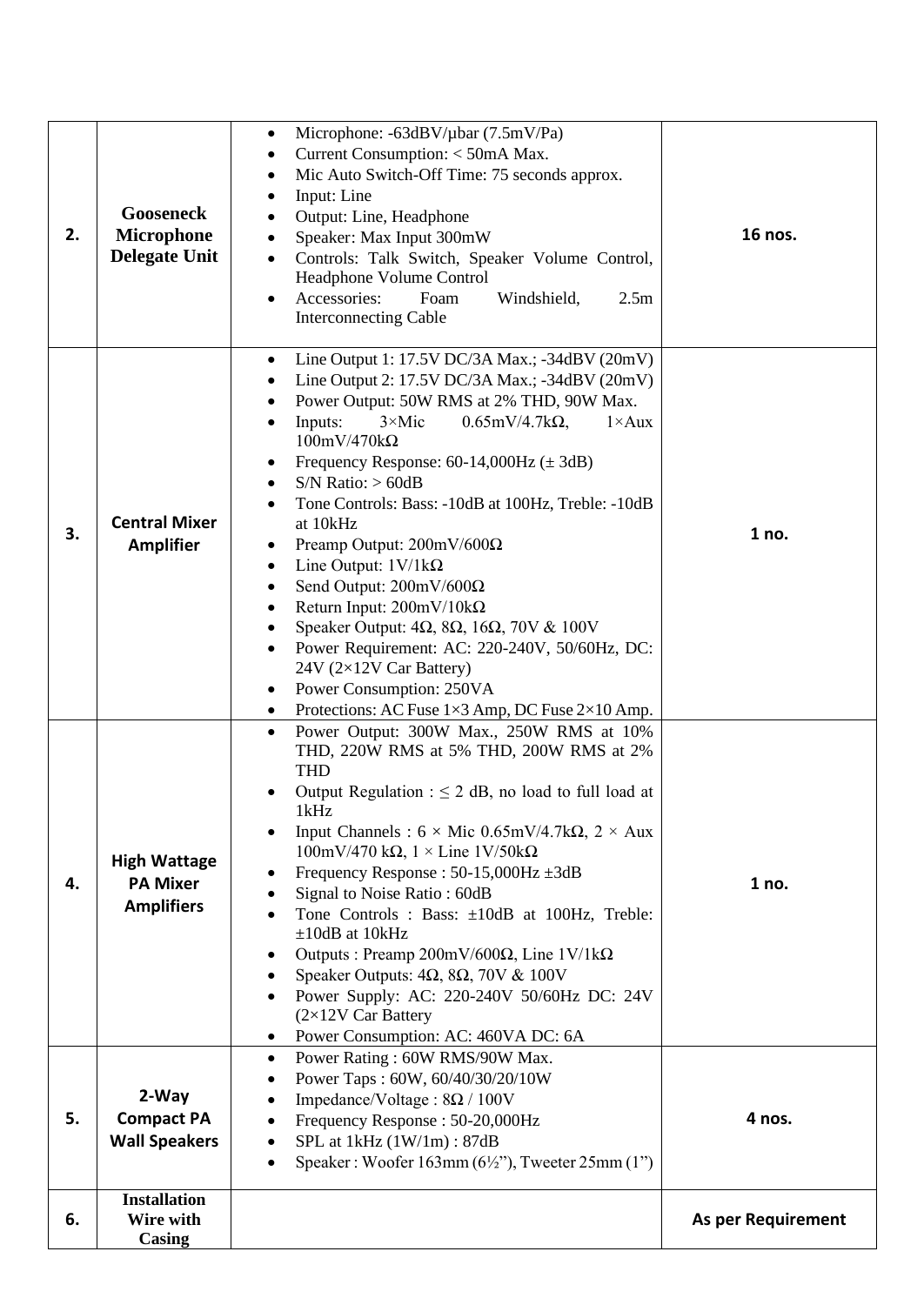| 2. | **Gooseneck Microphone Delegate Unit** | • Microphone: -63dBV/µbar (7.5mV/Pa)<br>• Current Consumption: < 50mA Max.<br>• Mic Auto Switch-Off Time: 75 seconds approx.<br>• Input: Line<br>• Output: Line, Headphone<br>• Speaker: Max Input 300mW<br>• Controls: Talk Switch, Speaker Volume Control, Headphone Volume Control<br>• Accessories: Foam Windshield, 2.5m Interconnecting Cable | **16 nos.** |
|---|---|---|---|
| 3. | **Central Mixer Amplifier** | • Line Output 1: 17.5V DC/3A Max.; -34dBV (20mV)<br>• Line Output 2: 17.5V DC/3A Max.; -34dBV (20mV)<br>• Power Output: 50W RMS at 2% THD, 90W Max.<br>• Inputs: 3×Mic 0.65mV/4.7kΩ, 1×Aux 100mV/470kΩ<br>• Frequency Response: 60-14,000Hz (± 3dB)<br>• S/N Ratio: > 60dB<br>• Tone Controls: Bass: -10dB at 100Hz, Treble: -10dB at 10kHz<br>• Preamp Output: 200mV/600Ω<br>• Line Output: 1V/1kΩ<br>• Send Output: 200mV/600Ω<br>• Return Input: 200mV/10kΩ<br>• Speaker Output: 4Ω, 8Ω, 16Ω, 70V & 100V<br>• Power Requirement: AC: 220-240V, 50/60Hz, DC: 24V (2×12V Car Battery)<br>• Power Consumption: 250VA<br>• Protections: AC Fuse 1×3 Amp, DC Fuse 2×10 Amp. | **1 no.** |
| 4. | **High Wattage PA Mixer Amplifiers** | • Power Output: 300W Max., 250W RMS at 10% THD, 220W RMS at 5% THD, 200W RMS at 2% THD<br>• Output Regulation : ≤ 2 dB, no load to full load at 1kHz<br>• Input Channels : 6 × Mic 0.65mV/4.7kΩ, 2 × Aux 100mV/470 kΩ, 1 × Line 1V/50kΩ<br>• Frequency Response : 50-15,000Hz ±3dB<br>• Signal to Noise Ratio : 60dB<br>• Tone Controls : Bass: ±10dB at 100Hz, Treble: ±10dB at 10kHz<br>• Outputs : Preamp 200mV/600Ω, Line 1V/1kΩ<br>• Speaker Outputs: 4Ω, 8Ω, 70V & 100V<br>• Power Supply: AC: 220-240V 50/60Hz DC: 24V (2×12V Car Battery<br>• Power Consumption: AC: 460VA DC: 6A | **1 no.** |
| 5. | **2-Way Compact PA Wall Speakers** | • Power Rating : 60W RMS/90W Max.<br>• Power Taps : 60W, 60/40/30/20/10W<br>• Impedance/Voltage : 8Ω / 100V<br>• Frequency Response : 50-20,000Hz<br>• SPL at 1kHz (1W/1m) : 87dB<br>• Speaker : Woofer 163mm (6½"), Tweeter 25mm (1") | **4 nos.** |
| 6. | **Installation Wire with Casing** | | **As per Requirement** |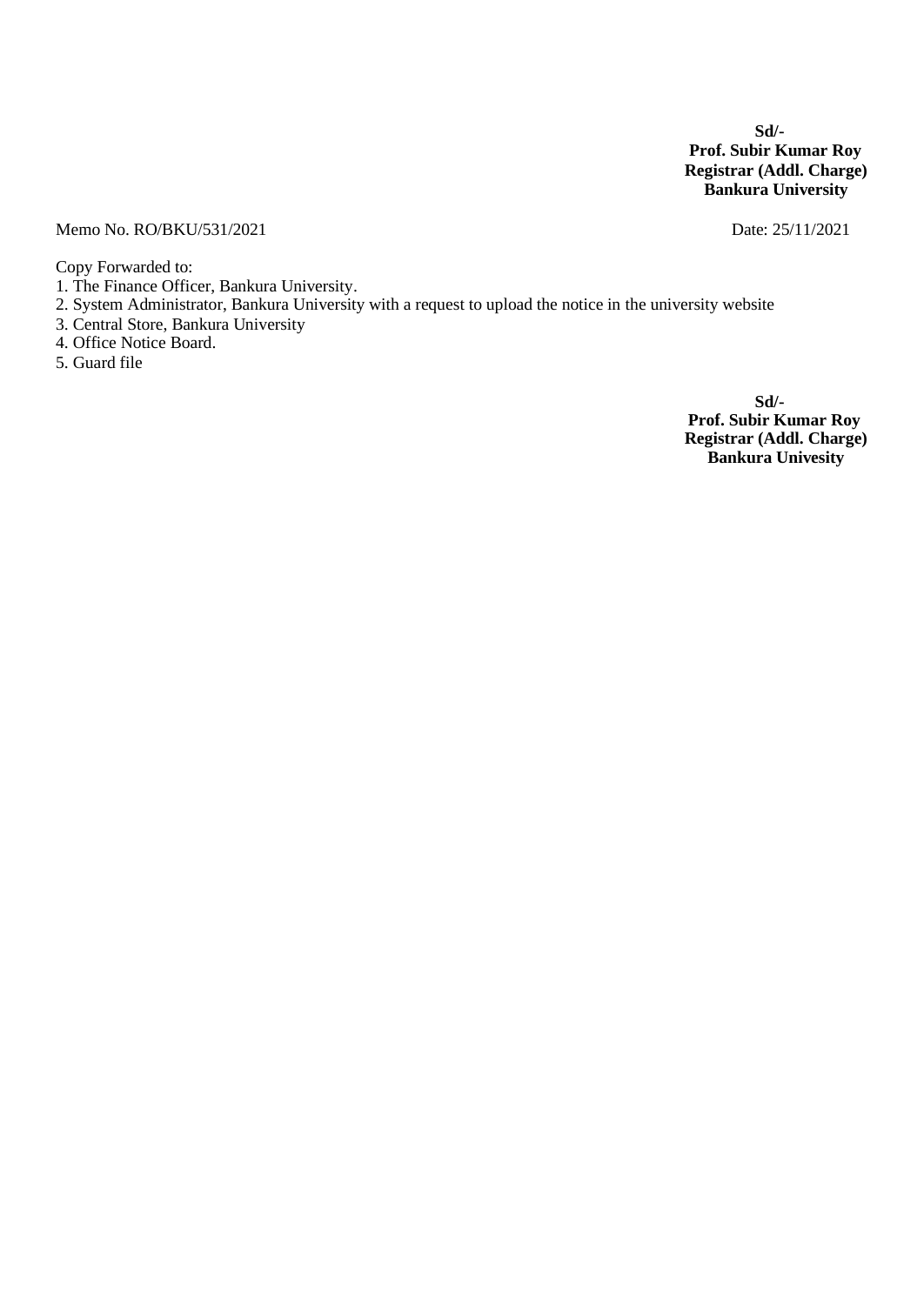**Sd/-**
**Prof. Subir Kumar Roy**
**Registrar (Addl. Charge)**
**Bankura University**

Memo No. RO/BKU/531/2021 Date: 25/11/2021

Copy Forwarded to:

1. The Finance Officer, Bankura University.
2. System Administrator, Bankura University with a request to upload the notice in the university website
3. Central Store, Bankura University
4. Office Notice Board.
5. Guard file

**Sd/-**
**Prof. Subir Kumar Roy**
**Registrar (Addl. Charge)**
**Bankura Univesity**